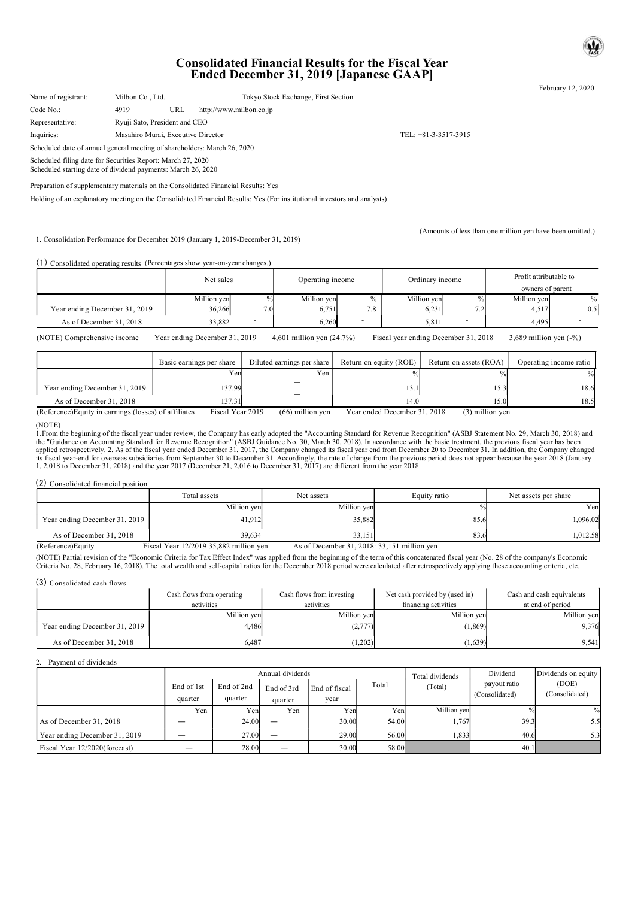# Consolidated Financial Results for the Fiscal Year Ended December 31, 2019 [Japanese GAAP]

February 12, 2020

Name of registrant: Milbon Co., Ltd. Tokyo Stock Exchange, First Section

Code No.: 4919 URL http://www.milbon.co.jp

Representative: Ryuji Sato, President and CEO

Inquiries: Masahiro Murai, Executive Director TEL: +81-3-3517-3915

Scheduled date of annual general meeting of shareholders: March 26, 2020

Scheduled filing date for Securities Report: March 27, 2020

Scheduled starting date of dividend payments: March 26, 2020

Preparation of supplementary materials on the Consolidated Financial Results: Yes

Holding of an explanatory meeting on the Consolidated Financial Results: Yes (For institutional investors and analysts)

(Amounts of less than one million yen have been omitted.)

1. Consolidation Performance for December 2019 (January 1, 2019-December 31, 2019)

(1) Consolidated operating results (Percentages show year-on-year changes.)

| | Net sales | | Operating income | | Ordinary income | | Profit attributable to owners of parent | |
|---|---|---|---|---|---|---|---|---|
| | Million yen | % | Million yen | % | Million yen | % | Million yen | % |
| Year ending December 31, 2019 | 36,266 | 7.0 | 6,751 | 7.8 | 6,231 | 7.2 | 4,517 | 0.5 |
| As of December 31, 2018 | 33,882 | - | 6,260 | - | 5,811 | - | 4,495 | - |

(NOTE) Comprehensive income Year ending December 31, 2019 4,601 million yen (24.7%) Fiscal year ending December 31, 2018 3,689 million yen (-%)

| | Basic earnings per share | Diluted earnings per share | Return on equity (ROE) | Return on assets (ROA) | Operating income ratio |
|---|---|---|---|---|---|
| | Yen | Yen | % | % | % |
| Year ending December 31, 2019 | 137.99 | — | 13.1 | 15.3 | 18.6 |
| As of December 31, 2018 | 137.31 | — | 14.0 | 15.0 | 18.5 |

(Reference)Equity in earnings (losses) of affiliates Fiscal Year 2019 (66) million yen Year ended December 31, 2018 (3) million yen

(NOTE)

1.From the beginning of the fiscal year under review, the Company has early adopted the "Accounting Standard for Revenue Recognition" (ASBJ Statement No. 29, March 30, 2018) and the "Guidance on Accounting Standard for Revenue Recognition" (ASBJ Guidance No. 30, March 30, 2018). In accordance with the basic treatment, the previous fiscal year has been applied retrospectively. 2. As of the fiscal year ended December 31, 2017, the Company changed its fiscal year end from December 20 to December 31. In addition, the Company changed its fiscal year-end for overseas subsidiaries from September 30 to December 31. Accordingly, the rate of change from the previous period does not appear because the year 2018 (January 1, 2,018 to December 31, 2018) and the year 2017 (December 21, 2,016 to December 31, 2017) are different from the year 2018.

(2) Consolidated financial position

| | Total assets | Net assets | Equity ratio | Net assets per share |
|---|---|---|---|---|
| | Million yen | Million yen | % | Yen |
| Year ending December 31, 2019 | 41,912 | 35,882 | 85.6 | 1,096.02 |
| As of December 31, 2018 | 39,634 | 33,151 | 83.6 | 1,012.58 |

(Reference)Equity Fiscal Year 12/2019 35,882 million yen As of December 31, 2018: 33,151 million yen

(NOTE) Partial revision of the "Economic Criteria for Tax Effect Index" was applied from the beginning of the term of this concatenated fiscal year (No. 28 of the company's Economic Criteria No. 28, February 16, 2018). The total wealth and self-capital ratios for the December 2018 period were calculated after retrospectively applying these accounting criteria, etc.

(3) Consolidated cash flows

| | Cash flows from operating activities | Cash flows from investing activities | Net cash provided by (used in) financing activities | Cash and cash equivalents at end of period |
|---|---|---|---|---|
| | Million yen | Million yen | Million yen | Million yen |
| Year ending December 31, 2019 | 4,486 | (2,777) | (1,869) | 9,376 |
| As of December 31, 2018 | 6,487 | (1,202) | (1,639) | 9,541 |

2. Payment of dividends

| | Annual dividends | | | | | Total dividends (Total) | Dividend payout ratio (Consolidated) | Dividends on equity (DOE) (Consolidated) |
|---|---|---|---|---|---|---|---|---|
| | End of 1st quarter | End of 2nd quarter | End of 3rd quarter | End of fiscal year | Total | | | |
| | Yen | Yen | Yen | Yen | Yen | Million yen | % | % |
| As of December 31, 2018 | — | 24.00 | — | 30.00 | 54.00 | 1,767 | 39.3 | 5.5 |
| Year ending December 31, 2019 | — | 27.00 | — | 29.00 | 56.00 | 1,833 | 40.6 | 5.3 |
| Fiscal Year 12/2020(forecast) | — | 28.00 | — | 30.00 | 58.00 | | 40.1 | |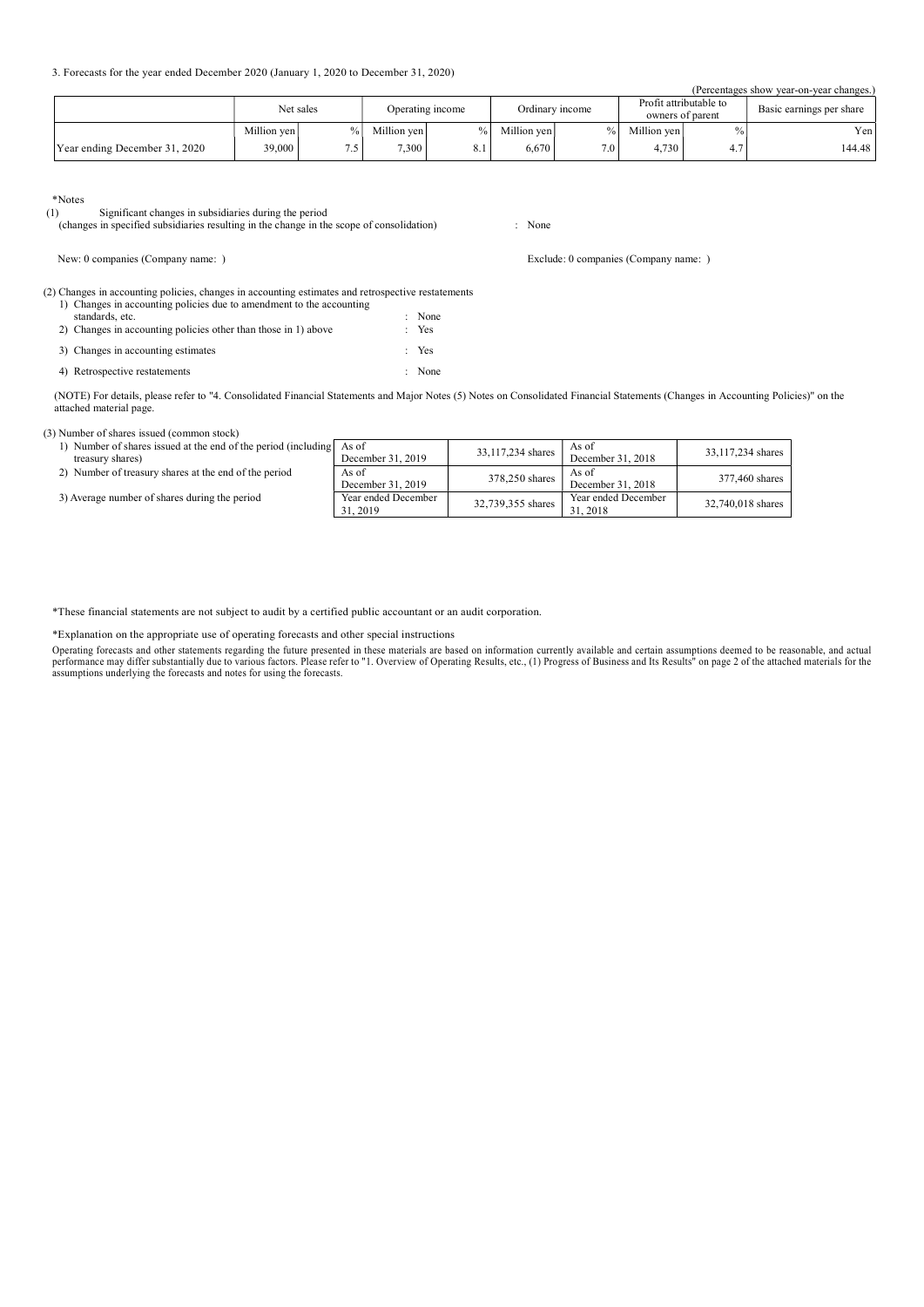3. Forecasts for the year ended December 2020 (January 1, 2020 to December 31, 2020)

(Percentages show year-on-year changes.)

| | Net sales | | Operating income | | Ordinary income | | Profit attributable to owners of parent | | Basic earnings per share |
|---|---|---|---|---|---|---|---|---|---|
| | Million yen | % | Million yen | % | Million yen | % | Million yen | % | Yen |
| Year ending December 31, 2020 | 39,000 | 7.5 | 7,300 | 8.1 | 6,670 | 7.0 | 4,730 | 4.7 | 144.48 |

*Notes

(1) Significant changes in subsidiaries during the period (changes in specified subsidiaries resulting in the change in the scope of consolidation) : None

New: 0 companies (Company name: )

Exclude: 0 companies (Company name: )

(2) Changes in accounting policies, changes in accounting estimates and retrospective restatements

1) Changes in accounting policies due to amendment to the accounting standards, etc. : None
2) Changes in accounting policies other than those in 1) above : Yes
3) Changes in accounting estimates : Yes
4) Retrospective restatements : None

(NOTE) For details, please refer to "4. Consolidated Financial Statements and Major Notes (5) Notes on Consolidated Financial Statements (Changes in Accounting Policies)" on the attached material page.

(3) Number of shares issued (common stock)

| | | | | |
|---|---|---|---|---|
| 1) Number of shares issued at the end of the period (including treasury shares) | As of December 31, 2019 | 33,117,234 shares | As of December 31, 2018 | 33,117,234 shares |
| 2) Number of treasury shares at the end of the period | As of December 31, 2019 | 378,250 shares | As of December 31, 2018 | 377,460 shares |
| 3) Average number of shares during the period | Year ended December 31, 2019 | 32,739,355 shares | Year ended December 31, 2018 | 32,740,018 shares |

*These financial statements are not subject to audit by a certified public accountant or an audit corporation.

*Explanation on the appropriate use of operating forecasts and other special instructions

Operating forecasts and other statements regarding the future presented in these materials are based on information currently available and certain assumptions deemed to be reasonable, and actual performance may differ substantially due to various factors. Please refer to "1. Overview of Operating Results, etc., (1) Progress of Business and Its Results" on page 2 of the attached materials for the assumptions underlying the forecasts and notes for using the forecasts.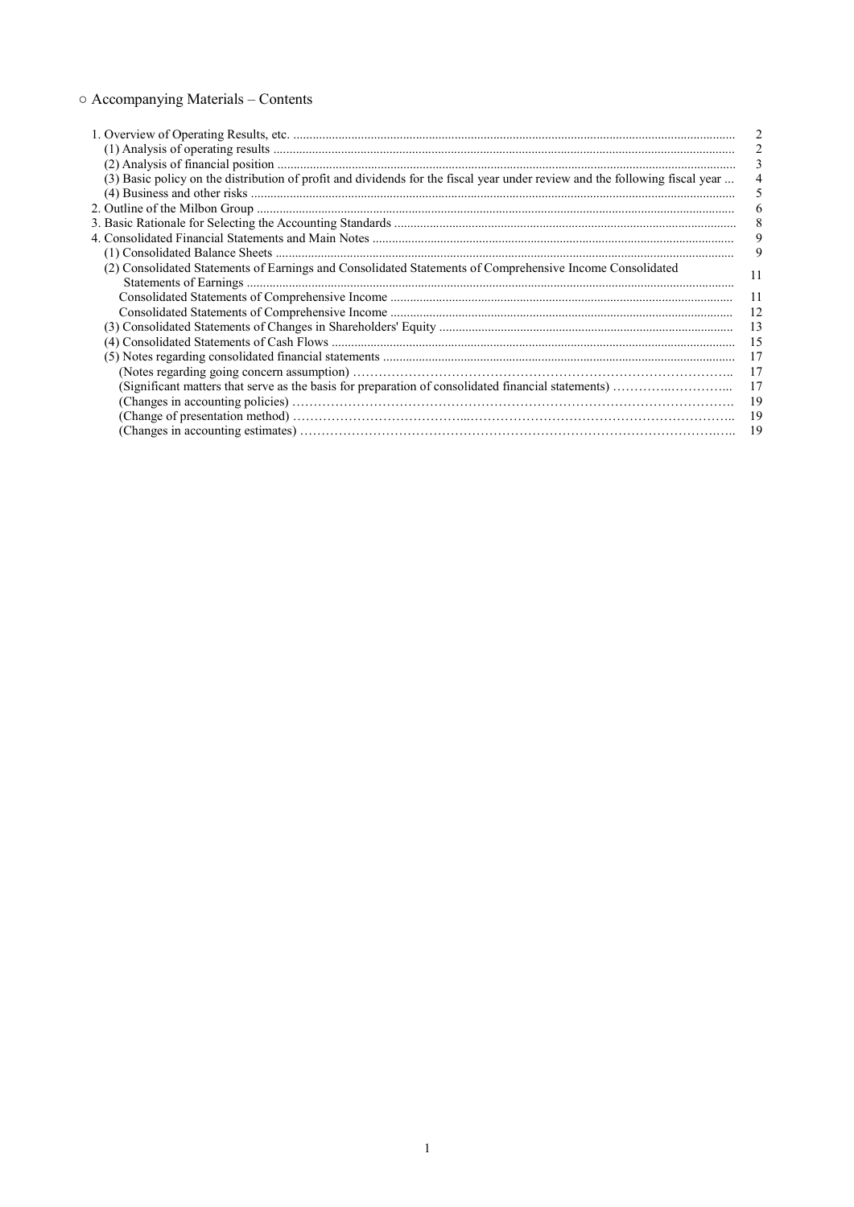○ Accompanying Materials – Contents

| | |
|---|---|
| 1. Overview of Operating Results, etc. | 2 |
| (1) Analysis of operating results | 2 |
| (2) Analysis of financial position | 3 |
| (3) Basic policy on the distribution of profit and dividends for the fiscal year under review and the following fiscal year | 4 |
| (4) Business and other risks | 5 |
| 2. Outline of the Milbon Group | 6 |
| 3. Basic Rationale for Selecting the Accounting Standards | 8 |
| 4. Consolidated Financial Statements and Main Notes | 9 |
| (1) Consolidated Balance Sheets | 9 |
| (2) Consolidated Statements of Earnings and Consolidated Statements of Comprehensive Income Consolidated Statements of Earnings | 11 |
| Consolidated Statements of Comprehensive Income | 11 |
| Consolidated Statements of Comprehensive Income | 12 |
| (3) Consolidated Statements of Changes in Shareholders' Equity | 13 |
| (4) Consolidated Statements of Cash Flows | 15 |
| (5) Notes regarding consolidated financial statements | 17 |
| (Notes regarding going concern assumption) | 17 |
| (Significant matters that serve as the basis for preparation of consolidated financial statements) | 17 |
| (Changes in accounting policies) | 19 |
| (Change of presentation method) | 19 |
| (Changes in accounting estimates) | 19 |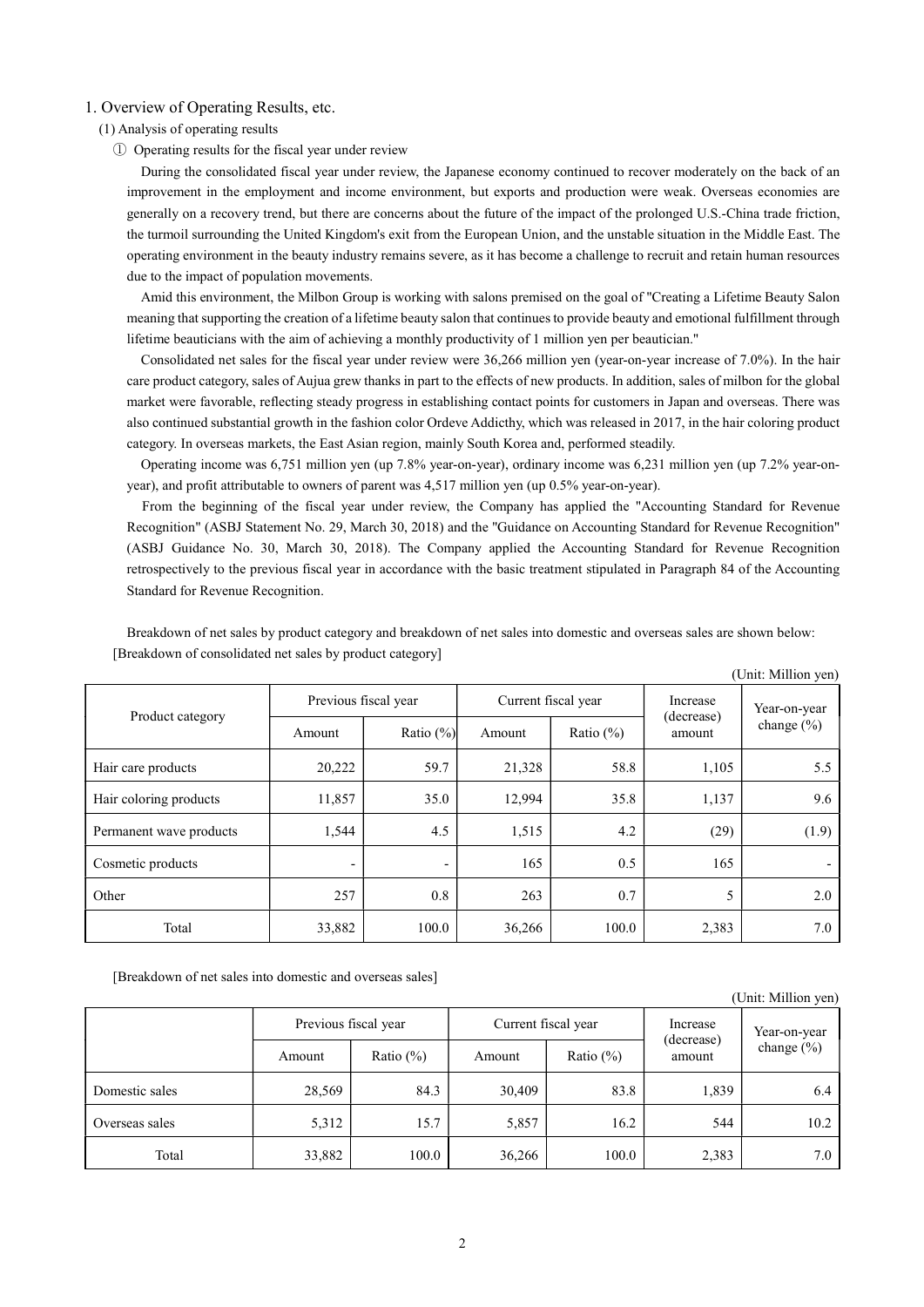# 1. Overview of Operating Results, etc.

## (1) Analysis of operating results

### ① Operating results for the fiscal year under review

During the consolidated fiscal year under review, the Japanese economy continued to recover moderately on the back of an improvement in the employment and income environment, but exports and production were weak. Overseas economies are generally on a recovery trend, but there are concerns about the future of the impact of the prolonged U.S.-China trade friction, the turmoil surrounding the United Kingdom's exit from the European Union, and the unstable situation in the Middle East. The operating environment in the beauty industry remains severe, as it has become a challenge to recruit and retain human resources due to the impact of population movements.

Amid this environment, the Milbon Group is working with salons premised on the goal of "Creating a Lifetime Beauty Salon meaning that supporting the creation of a lifetime beauty salon that continues to provide beauty and emotional fulfillment through lifetime beauticians with the aim of achieving a monthly productivity of 1 million yen per beautician."

Consolidated net sales for the fiscal year under review were 36,266 million yen (year-on-year increase of 7.0%). In the hair care product category, sales of Aujua grew thanks in part to the effects of new products. In addition, sales of milbon for the global market were favorable, reflecting steady progress in establishing contact points for customers in Japan and overseas. There was also continued substantial growth in the fashion color Ordeve Addicthy, which was released in 2017, in the hair coloring product category. In overseas markets, the East Asian region, mainly South Korea and, performed steadily.

Operating income was 6,751 million yen (up 7.8% year-on-year), ordinary income was 6,231 million yen (up 7.2% year-on-year), and profit attributable to owners of parent was 4,517 million yen (up 0.5% year-on-year).

From the beginning of the fiscal year under review, the Company has applied the "Accounting Standard for Revenue Recognition" (ASBJ Statement No. 29, March 30, 2018) and the "Guidance on Accounting Standard for Revenue Recognition" (ASBJ Guidance No. 30, March 30, 2018). The Company applied the Accounting Standard for Revenue Recognition retrospectively to the previous fiscal year in accordance with the basic treatment stipulated in Paragraph 84 of the Accounting Standard for Revenue Recognition.

Breakdown of net sales by product category and breakdown of net sales into domestic and overseas sales are shown below:

[Breakdown of consolidated net sales by product category]

(Unit: Million yen)

| Product category | Previous fiscal year | | Current fiscal year | | Increase (decrease) amount | Year-on-year change (%) |
|---|---|---|---|---|---|---|
| | Amount | Ratio (%) | Amount | Ratio (%) | | |
| Hair care products | 20,222 | 59.7 | 21,328 | 58.8 | 1,105 | 5.5 |
| Hair coloring products | 11,857 | 35.0 | 12,994 | 35.8 | 1,137 | 9.6 |
| Permanent wave products | 1,544 | 4.5 | 1,515 | 4.2 | (29) | (1.9) |
| Cosmetic products | - | - | 165 | 0.5 | 165 | - |
| Other | 257 | 0.8 | 263 | 0.7 | 5 | 2.0 |
| Total | 33,882 | 100.0 | 36,266 | 100.0 | 2,383 | 7.0 |

[Breakdown of net sales into domestic and overseas sales]

(Unit: Million yen)

| | Previous fiscal year | | Current fiscal year | | Increase (decrease) amount | Year-on-year change (%) |
|---|---|---|---|---|---|---|
| | Amount | Ratio (%) | Amount | Ratio (%) | | |
| Domestic sales | 28,569 | 84.3 | 30,409 | 83.8 | 1,839 | 6.4 |
| Overseas sales | 5,312 | 15.7 | 5,857 | 16.2 | 544 | 10.2 |
| Total | 33,882 | 100.0 | 36,266 | 100.0 | 2,383 | 7.0 |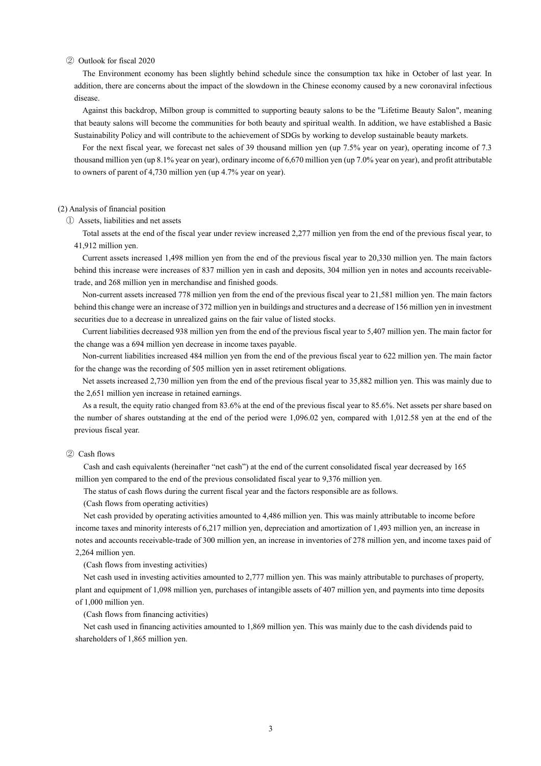② Outlook for fiscal 2020

The Environment economy has been slightly behind schedule since the consumption tax hike in October of last year. In addition, there are concerns about the impact of the slowdown in the Chinese economy caused by a new coronaviral infectious disease.

Against this backdrop, Milbon group is committed to supporting beauty salons to be the "Lifetime Beauty Salon", meaning that beauty salons will become the communities for both beauty and spiritual wealth. In addition, we have established a Basic Sustainability Policy and will contribute to the achievement of SDGs by working to develop sustainable beauty markets.

For the next fiscal year, we forecast net sales of 39 thousand million yen (up 7.5% year on year), operating income of 7.3 thousand million yen (up 8.1% year on year), ordinary income of 6,670 million yen (up 7.0% year on year), and profit attributable to owners of parent of 4,730 million yen (up 4.7% year on year).

(2) Analysis of financial position

① Assets, liabilities and net assets

Total assets at the end of the fiscal year under review increased 2,277 million yen from the end of the previous fiscal year, to 41,912 million yen.

Current assets increased 1,498 million yen from the end of the previous fiscal year to 20,330 million yen. The main factors behind this increase were increases of 837 million yen in cash and deposits, 304 million yen in notes and accounts receivable-trade, and 268 million yen in merchandise and finished goods.

Non-current assets increased 778 million yen from the end of the previous fiscal year to 21,581 million yen. The main factors behind this change were an increase of 372 million yen in buildings and structures and a decrease of 156 million yen in investment securities due to a decrease in unrealized gains on the fair value of listed stocks.

Current liabilities decreased 938 million yen from the end of the previous fiscal year to 5,407 million yen. The main factor for the change was a 694 million yen decrease in income taxes payable.

Non-current liabilities increased 484 million yen from the end of the previous fiscal year to 622 million yen. The main factor for the change was the recording of 505 million yen in asset retirement obligations.

Net assets increased 2,730 million yen from the end of the previous fiscal year to 35,882 million yen. This was mainly due to the 2,651 million yen increase in retained earnings.

As a result, the equity ratio changed from 83.6% at the end of the previous fiscal year to 85.6%. Net assets per share based on the number of shares outstanding at the end of the period were 1,096.02 yen, compared with 1,012.58 yen at the end of the previous fiscal year.

② Cash flows

Cash and cash equivalents (hereinafter "net cash") at the end of the current consolidated fiscal year decreased by 165 million yen compared to the end of the previous consolidated fiscal year to 9,376 million yen.

The status of cash flows during the current fiscal year and the factors responsible are as follows.

(Cash flows from operating activities)

Net cash provided by operating activities amounted to 4,486 million yen. This was mainly attributable to income before income taxes and minority interests of 6,217 million yen, depreciation and amortization of 1,493 million yen, an increase in notes and accounts receivable-trade of 300 million yen, an increase in inventories of 278 million yen, and income taxes paid of 2,264 million yen.

(Cash flows from investing activities)

Net cash used in investing activities amounted to 2,777 million yen. This was mainly attributable to purchases of property, plant and equipment of 1,098 million yen, purchases of intangible assets of 407 million yen, and payments into time deposits of 1,000 million yen.

(Cash flows from financing activities)

Net cash used in financing activities amounted to 1,869 million yen. This was mainly due to the cash dividends paid to shareholders of 1,865 million yen.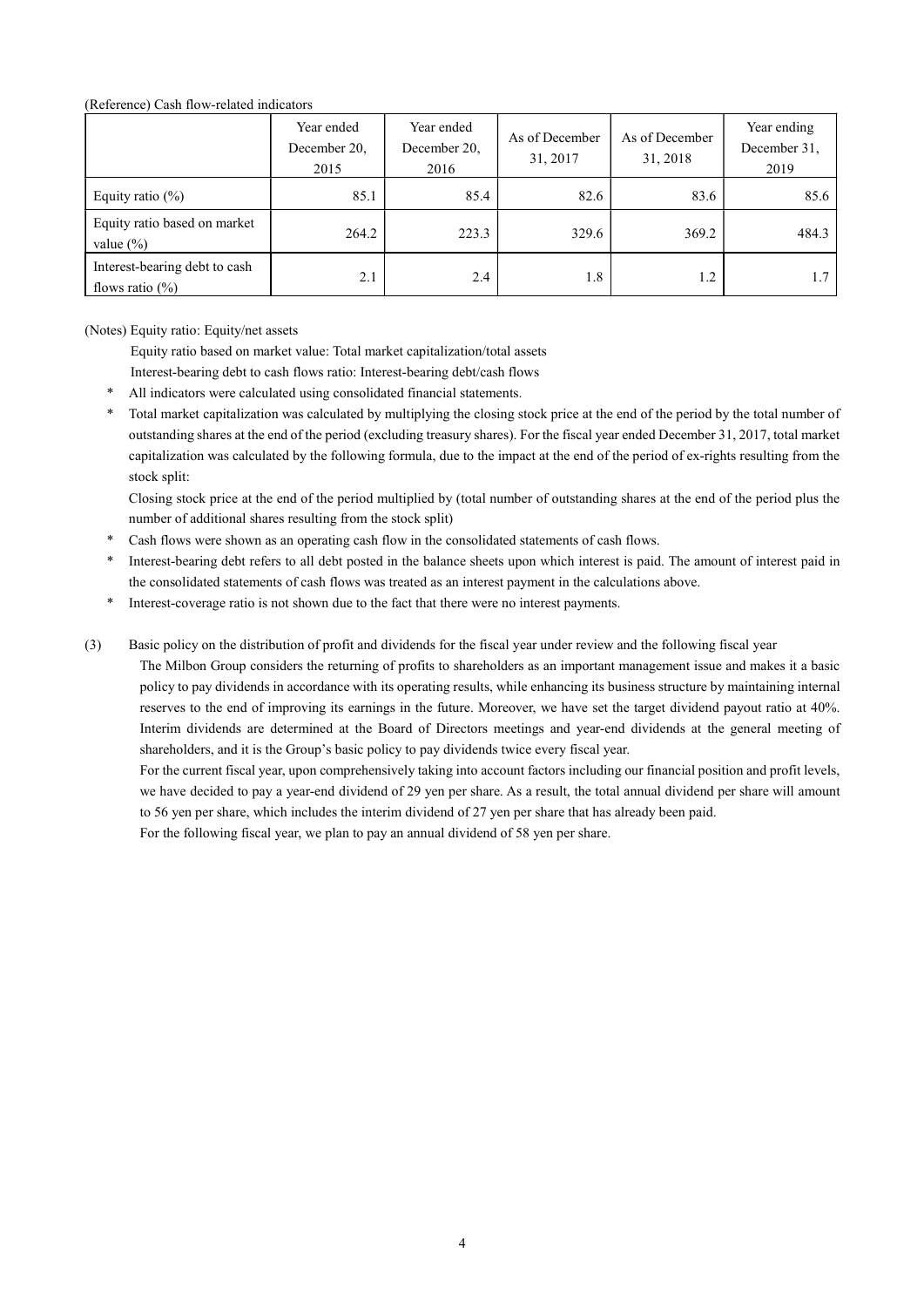(Reference) Cash flow-related indicators

| | Year ended December 20, 2015 | Year ended December 20, 2016 | As of December 31, 2017 | As of December 31, 2018 | Year ending December 31, 2019 |
|---|---|---|---|---|---|
| Equity ratio (%) | 85.1 | 85.4 | 82.6 | 83.6 | 85.6 |
| Equity ratio based on market value (%) | 264.2 | 223.3 | 329.6 | 369.2 | 484.3 |
| Interest-bearing debt to cash flows ratio (%) | 2.1 | 2.4 | 1.8 | 1.2 | 1.7 |

(Notes) Equity ratio: Equity/net assets

Equity ratio based on market value: Total market capitalization/total assets

Interest-bearing debt to cash flows ratio: Interest-bearing debt/cash flows

- \* All indicators were calculated using consolidated financial statements.
- \* Total market capitalization was calculated by multiplying the closing stock price at the end of the period by the total number of outstanding shares at the end of the period (excluding treasury shares). For the fiscal year ended December 31, 2017, total market capitalization was calculated by the following formula, due to the impact at the end of the period of ex-rights resulting from the stock split:

  Closing stock price at the end of the period multiplied by (total number of outstanding shares at the end of the period plus the number of additional shares resulting from the stock split)
- \* Cash flows were shown as an operating cash flow in the consolidated statements of cash flows.
- \* Interest-bearing debt refers to all debt posted in the balance sheets upon which interest is paid. The amount of interest paid in the consolidated statements of cash flows was treated as an interest payment in the calculations above.
- \* Interest-coverage ratio is not shown due to the fact that there were no interest payments.

(3) Basic policy on the distribution of profit and dividends for the fiscal year under review and the following fiscal year

The Milbon Group considers the returning of profits to shareholders as an important management issue and makes it a basic policy to pay dividends in accordance with its operating results, while enhancing its business structure by maintaining internal reserves to the end of improving its earnings in the future. Moreover, we have set the target dividend payout ratio at 40%. Interim dividends are determined at the Board of Directors meetings and year-end dividends at the general meeting of shareholders, and it is the Group's basic policy to pay dividends twice every fiscal year.

For the current fiscal year, upon comprehensively taking into account factors including our financial position and profit levels, we have decided to pay a year-end dividend of 29 yen per share. As a result, the total annual dividend per share will amount to 56 yen per share, which includes the interim dividend of 27 yen per share that has already been paid.

For the following fiscal year, we plan to pay an annual dividend of 58 yen per share.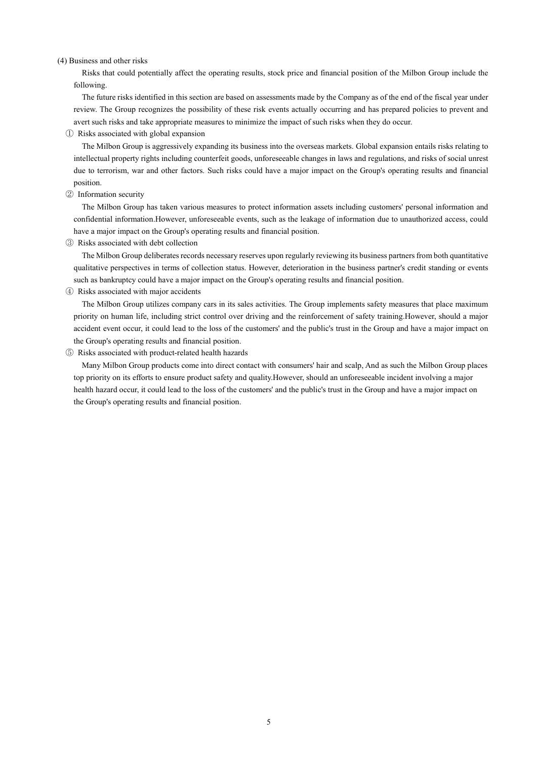(4) Business and other risks

Risks that could potentially affect the operating results, stock price and financial position of the Milbon Group include the following.

The future risks identified in this section are based on assessments made by the Company as of the end of the fiscal year under review. The Group recognizes the possibility of these risk events actually occurring and has prepared policies to prevent and avert such risks and take appropriate measures to minimize the impact of such risks when they do occur.

① Risks associated with global expansion

The Milbon Group is aggressively expanding its business into the overseas markets. Global expansion entails risks relating to intellectual property rights including counterfeit goods, unforeseeable changes in laws and regulations, and risks of social unrest due to terrorism, war and other factors. Such risks could have a major impact on the Group's operating results and financial position.

② Information security

The Milbon Group has taken various measures to protect information assets including customers' personal information and confidential information.However, unforeseeable events, such as the leakage of information due to unauthorized access, could have a major impact on the Group's operating results and financial position.

③ Risks associated with debt collection

The Milbon Group deliberates records necessary reserves upon regularly reviewing its business partners from both quantitative qualitative perspectives in terms of collection status. However, deterioration in the business partner's credit standing or events such as bankruptcy could have a major impact on the Group's operating results and financial position.

④ Risks associated with major accidents

The Milbon Group utilizes company cars in its sales activities. The Group implements safety measures that place maximum priority on human life, including strict control over driving and the reinforcement of safety training.However, should a major accident event occur, it could lead to the loss of the customers' and the public's trust in the Group and have a major impact on the Group's operating results and financial position.

⑤ Risks associated with product-related health hazards

Many Milbon Group products come into direct contact with consumers' hair and scalp, And as such the Milbon Group places top priority on its efforts to ensure product safety and quality.However, should an unforeseeable incident involving a major health hazard occur, it could lead to the loss of the customers' and the public's trust in the Group and have a major impact on the Group's operating results and financial position.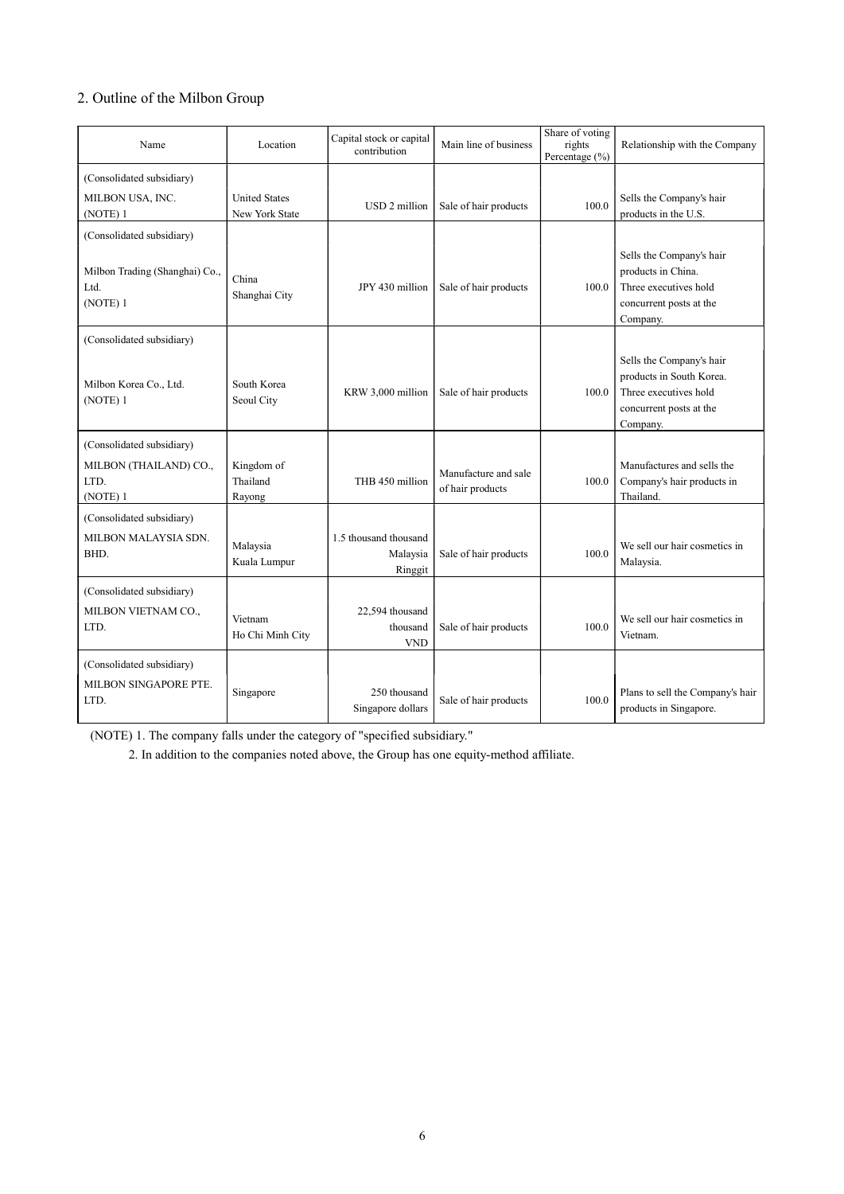## 2. Outline of the Milbon Group

| Name | Location | Capital stock or capital contribution | Main line of business | Share of voting rights Percentage (%) | Relationship with the Company |
|---|---|---|---|---|---|
| (Consolidated subsidiary)<br>MILBON USA, INC.<br>(NOTE) 1 | United States<br>New York State | USD 2 million | Sale of hair products | 100.0 | Sells the Company's hair products in the U.S. |
| (Consolidated subsidiary)<br>Milbon Trading (Shanghai) Co., Ltd.<br>(NOTE) 1 | China<br>Shanghai City | JPY 430 million | Sale of hair products | 100.0 | Sells the Company's hair products in China.<br>Three executives hold concurrent posts at the Company. |
| (Consolidated subsidiary)<br>Milbon Korea Co., Ltd.<br>(NOTE) 1 | South Korea<br>Seoul City | KRW 3,000 million | Sale of hair products | 100.0 | Sells the Company's hair products in South Korea.<br>Three executives hold concurrent posts at the Company. |
| (Consolidated subsidiary)<br>MILBON (THAILAND) CO., LTD.<br>(NOTE) 1 | Kingdom of Thailand<br>Rayong | THB 450 million | Manufacture and sale of hair products | 100.0 | Manufactures and sells the Company's hair products in Thailand. |
| (Consolidated subsidiary)<br>MILBON MALAYSIA SDN. BHD. | Malaysia<br>Kuala Lumpur | 1.5 thousand thousand Malaysia Ringgit | Sale of hair products | 100.0 | We sell our hair cosmetics in Malaysia. |
| (Consolidated subsidiary)<br>MILBON VIETNAM CO., LTD. | Vietnam<br>Ho Chi Minh City | 22,594 thousand thousand VND | Sale of hair products | 100.0 | We sell our hair cosmetics in Vietnam. |
| (Consolidated subsidiary)<br>MILBON SINGAPORE PTE. LTD. | Singapore | 250 thousand Singapore dollars | Sale of hair products | 100.0 | Plans to sell the Company's hair products in Singapore. |

(NOTE) 1. The company falls under the category of "specified subsidiary."

2. In addition to the companies noted above, the Group has one equity-method affiliate.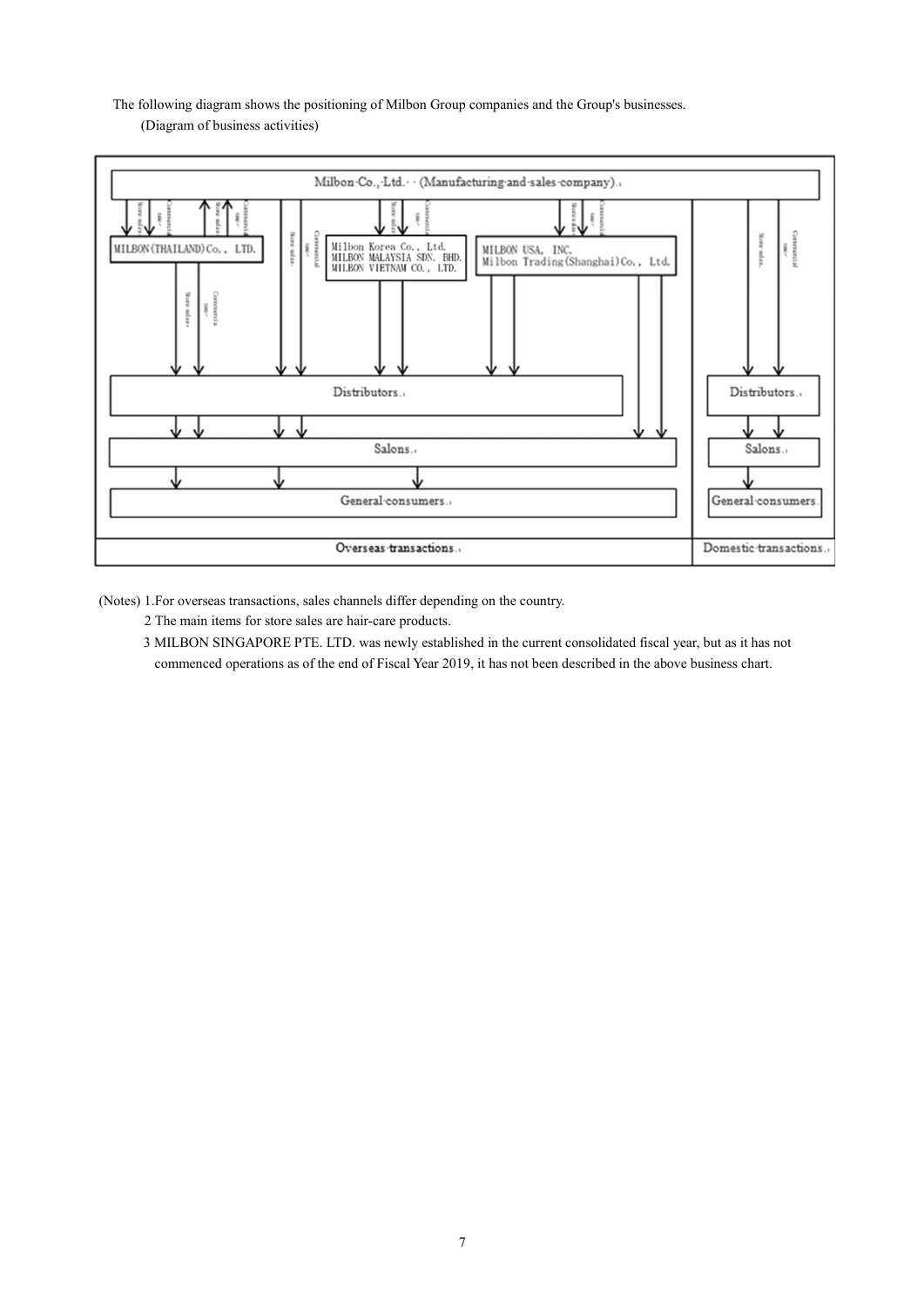The following diagram shows the positioning of Milbon Group companies and the Group's businesses.

(Diagram of business activities)

Milbon Co., Ltd. (Manufacturing and sales company)

MILBON (THAILAND) Co., LTD.

Milbon Korea Co., Ltd.
MILBON MALAYSIA SDN. BHD.
MILBON VIETNAM CO., LTD.

MILBON USA, INC.
Milbon Trading (Shanghai) Co., Ltd.

Store sales / Commercial use

Distributors

Salons

General consumers

Overseas transactions

Distributors

Salons

General consumers

Domestic transactions

(Notes) 1. For overseas transactions, sales channels differ depending on the country.

2 The main items for store sales are hair-care products.

3 MILBON SINGAPORE PTE. LTD. was newly established in the current consolidated fiscal year, but as it has not commenced operations as of the end of Fiscal Year 2019, it has not been described in the above business chart.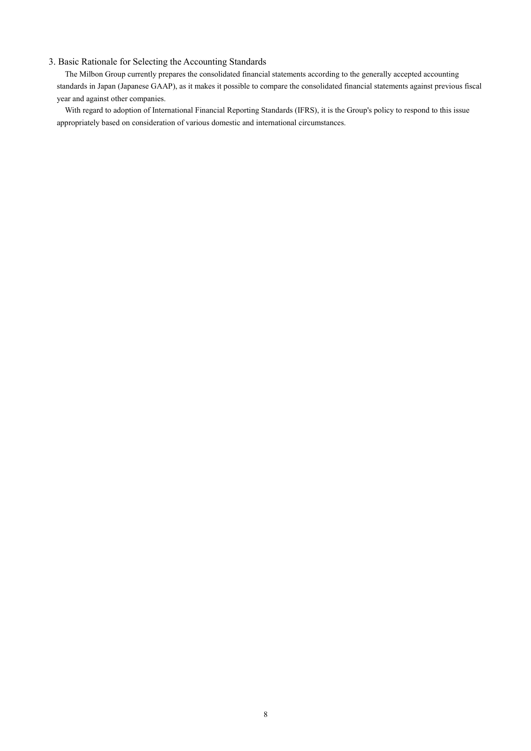## 3. Basic Rationale for Selecting the Accounting Standards

The Milbon Group currently prepares the consolidated financial statements according to the generally accepted accounting standards in Japan (Japanese GAAP), as it makes it possible to compare the consolidated financial statements against previous fiscal year and against other companies.

With regard to adoption of International Financial Reporting Standards (IFRS), it is the Group's policy to respond to this issue appropriately based on consideration of various domestic and international circumstances.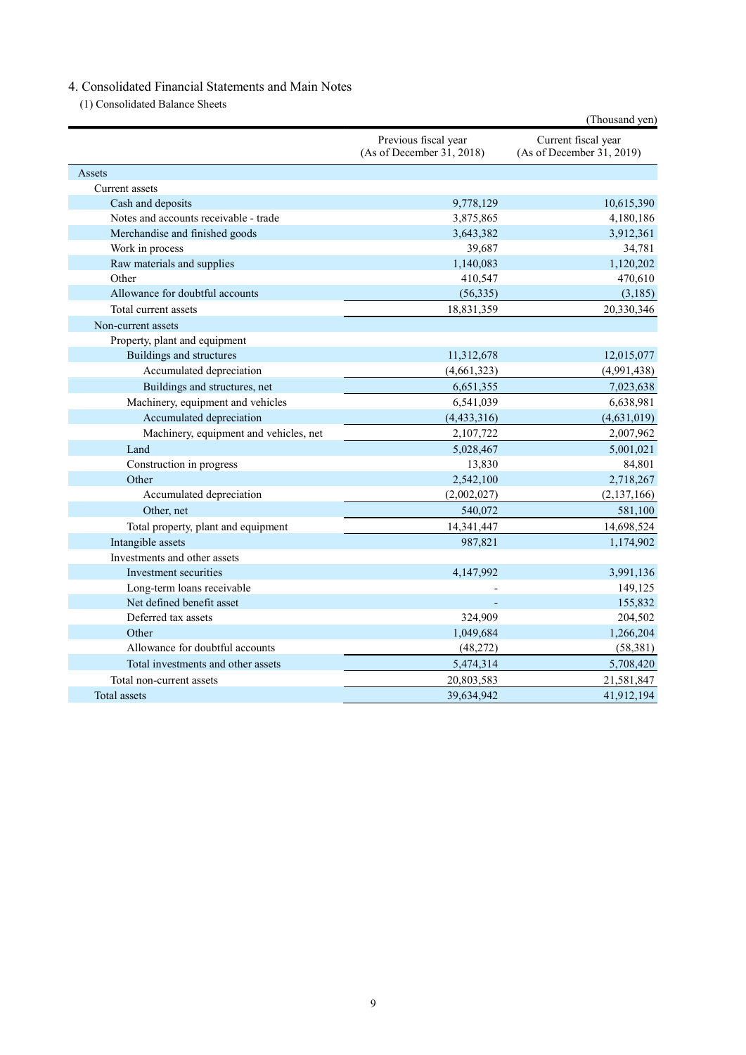## 4. Consolidated Financial Statements and Main Notes

### (1) Consolidated Balance Sheets

(Thousand yen)

| | Previous fiscal year (As of December 31, 2018) | Current fiscal year (As of December 31, 2019) |
|---|---|---|
| Assets | | |
| Current assets | | |
| Cash and deposits | 9,778,129 | 10,615,390 |
| Notes and accounts receivable - trade | 3,875,865 | 4,180,186 |
| Merchandise and finished goods | 3,643,382 | 3,912,361 |
| Work in process | 39,687 | 34,781 |
| Raw materials and supplies | 1,140,083 | 1,120,202 |
| Other | 410,547 | 470,610 |
| Allowance for doubtful accounts | (56,335) | (3,185) |
| Total current assets | 18,831,359 | 20,330,346 |
| Non-current assets | | |
| Property, plant and equipment | | |
| Buildings and structures | 11,312,678 | 12,015,077 |
| Accumulated depreciation | (4,661,323) | (4,991,438) |
| Buildings and structures, net | 6,651,355 | 7,023,638 |
| Machinery, equipment and vehicles | 6,541,039 | 6,638,981 |
| Accumulated depreciation | (4,433,316) | (4,631,019) |
| Machinery, equipment and vehicles, net | 2,107,722 | 2,007,962 |
| Land | 5,028,467 | 5,001,021 |
| Construction in progress | 13,830 | 84,801 |
| Other | 2,542,100 | 2,718,267 |
| Accumulated depreciation | (2,002,027) | (2,137,166) |
| Other, net | 540,072 | 581,100 |
| Total property, plant and equipment | 14,341,447 | 14,698,524 |
| Intangible assets | 987,821 | 1,174,902 |
| Investments and other assets | | |
| Investment securities | 4,147,992 | 3,991,136 |
| Long-term loans receivable | - | 149,125 |
| Net defined benefit asset | - | 155,832 |
| Deferred tax assets | 324,909 | 204,502 |
| Other | 1,049,684 | 1,266,204 |
| Allowance for doubtful accounts | (48,272) | (58,381) |
| Total investments and other assets | 5,474,314 | 5,708,420 |
| Total non-current assets | 20,803,583 | 21,581,847 |
| Total assets | 39,634,942 | 41,912,194 |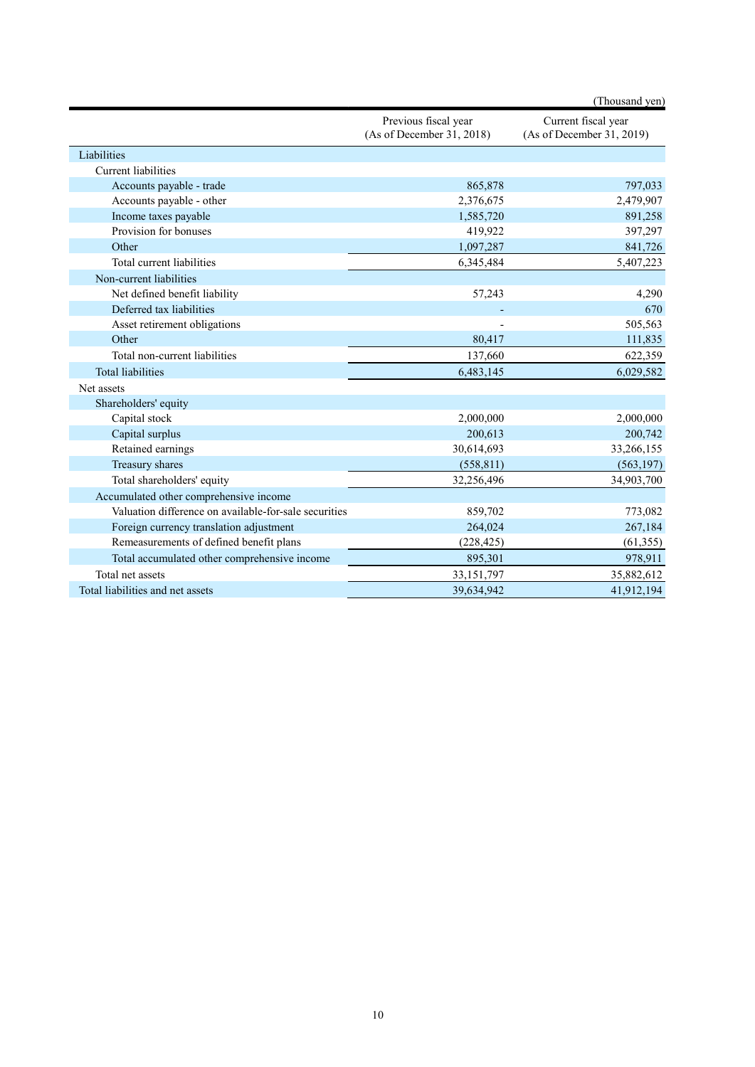(Thousand yen)

| | Previous fiscal year (As of December 31, 2018) | Current fiscal year (As of December 31, 2019) |
|---|---|---|
| Liabilities | | |
| Current liabilities | | |
| Accounts payable - trade | 865,878 | 797,033 |
| Accounts payable - other | 2,376,675 | 2,479,907 |
| Income taxes payable | 1,585,720 | 891,258 |
| Provision for bonuses | 419,922 | 397,297 |
| Other | 1,097,287 | 841,726 |
| Total current liabilities | 6,345,484 | 5,407,223 |
| Non-current liabilities | | |
| Net defined benefit liability | 57,243 | 4,290 |
| Deferred tax liabilities | - | 670 |
| Asset retirement obligations | - | 505,563 |
| Other | 80,417 | 111,835 |
| Total non-current liabilities | 137,660 | 622,359 |
| Total liabilities | 6,483,145 | 6,029,582 |
| Net assets | | |
| Shareholders' equity | | |
| Capital stock | 2,000,000 | 2,000,000 |
| Capital surplus | 200,613 | 200,742 |
| Retained earnings | 30,614,693 | 33,266,155 |
| Treasury shares | (558,811) | (563,197) |
| Total shareholders' equity | 32,256,496 | 34,903,700 |
| Accumulated other comprehensive income | | |
| Valuation difference on available-for-sale securities | 859,702 | 773,082 |
| Foreign currency translation adjustment | 264,024 | 267,184 |
| Remeasurements of defined benefit plans | (228,425) | (61,355) |
| Total accumulated other comprehensive income | 895,301 | 978,911 |
| Total net assets | 33,151,797 | 35,882,612 |
| Total liabilities and net assets | 39,634,942 | 41,912,194 |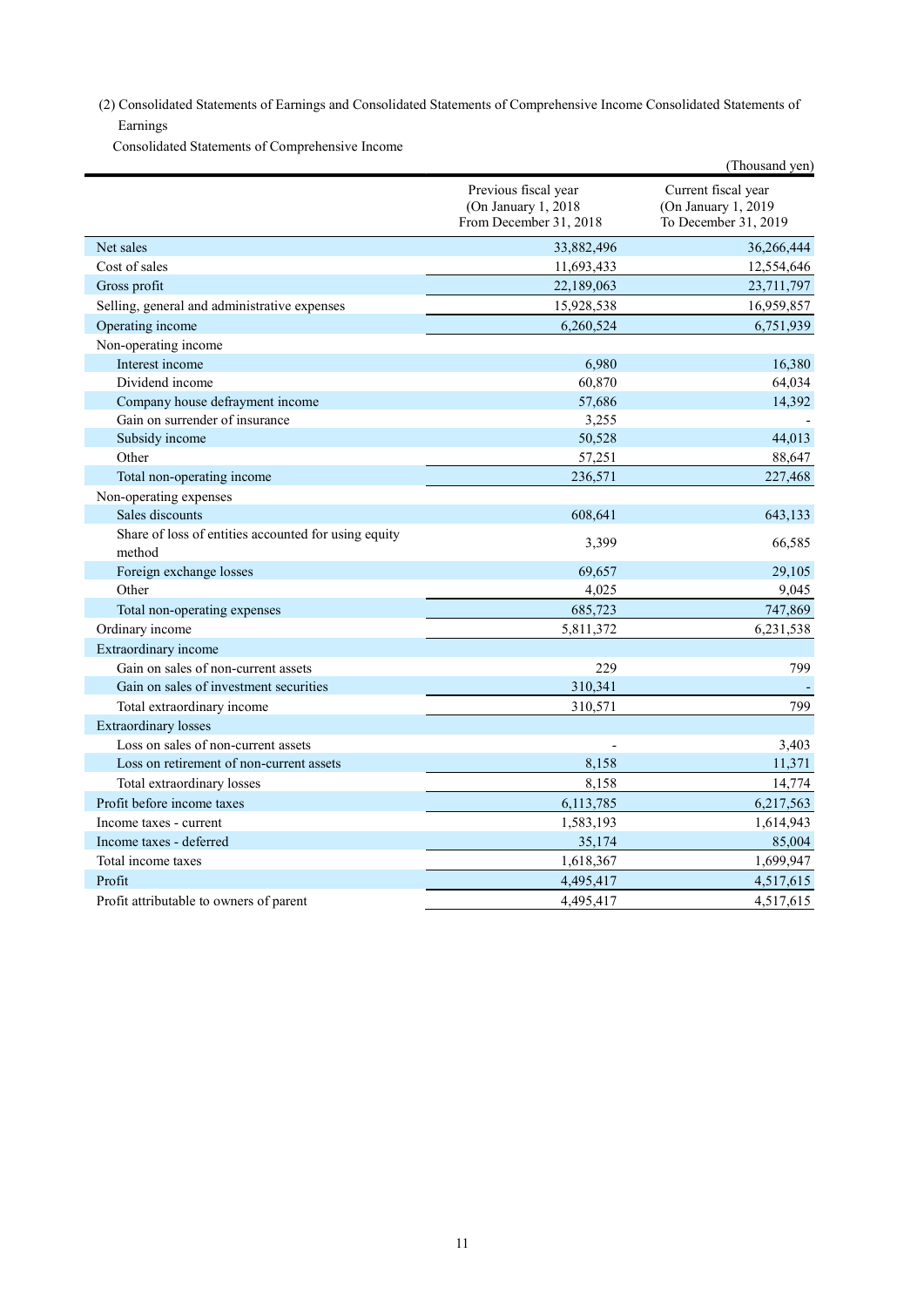(2) Consolidated Statements of Earnings and Consolidated Statements of Comprehensive Income Consolidated Statements of Earnings

Consolidated Statements of Comprehensive Income

(Thousand yen)

| | Previous fiscal year (On January 1, 2018 From December 31, 2018 | Current fiscal year (On January 1, 2019 To December 31, 2019 |
|---|---|---|
| Net sales | 33,882,496 | 36,266,444 |
| Cost of sales | 11,693,433 | 12,554,646 |
| Gross profit | 22,189,063 | 23,711,797 |
| Selling, general and administrative expenses | 15,928,538 | 16,959,857 |
| Operating income | 6,260,524 | 6,751,939 |
| Non-operating income | | |
| Interest income | 6,980 | 16,380 |
| Dividend income | 60,870 | 64,034 |
| Company house defrayment income | 57,686 | 14,392 |
| Gain on surrender of insurance | 3,255 | - |
| Subsidy income | 50,528 | 44,013 |
| Other | 57,251 | 88,647 |
| Total non-operating income | 236,571 | 227,468 |
| Non-operating expenses | | |
| Sales discounts | 608,641 | 643,133 |
| Share of loss of entities accounted for using equity method | 3,399 | 66,585 |
| Foreign exchange losses | 69,657 | 29,105 |
| Other | 4,025 | 9,045 |
| Total non-operating expenses | 685,723 | 747,869 |
| Ordinary income | 5,811,372 | 6,231,538 |
| Extraordinary income | | |
| Gain on sales of non-current assets | 229 | 799 |
| Gain on sales of investment securities | 310,341 | - |
| Total extraordinary income | 310,571 | 799 |
| Extraordinary losses | | |
| Loss on sales of non-current assets | - | 3,403 |
| Loss on retirement of non-current assets | 8,158 | 11,371 |
| Total extraordinary losses | 8,158 | 14,774 |
| Profit before income taxes | 6,113,785 | 6,217,563 |
| Income taxes - current | 1,583,193 | 1,614,943 |
| Income taxes - deferred | 35,174 | 85,004 |
| Total income taxes | 1,618,367 | 1,699,947 |
| Profit | 4,495,417 | 4,517,615 |
| Profit attributable to owners of parent | 4,495,417 | 4,517,615 |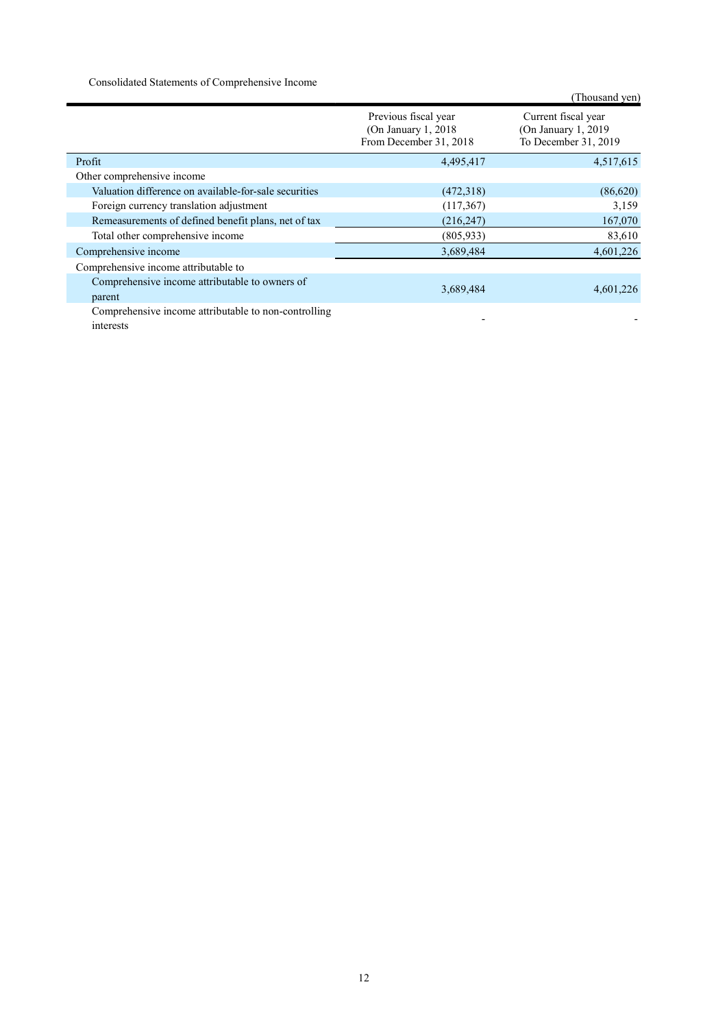Consolidated Statements of Comprehensive Income

(Thousand yen)

| | Previous fiscal year (On January 1, 2018 From December 31, 2018 | Current fiscal year (On January 1, 2019 To December 31, 2019 |
|---|---|---|
| Profit | 4,495,417 | 4,517,615 |
| Other comprehensive income | | |
| Valuation difference on available-for-sale securities | (472,318) | (86,620) |
| Foreign currency translation adjustment | (117,367) | 3,159 |
| Remeasurements of defined benefit plans, net of tax | (216,247) | 167,070 |
| Total other comprehensive income | (805,933) | 83,610 |
| Comprehensive income | 3,689,484 | 4,601,226 |
| Comprehensive income attributable to | | |
| Comprehensive income attributable to owners of parent | 3,689,484 | 4,601,226 |
| Comprehensive income attributable to non-controlling interests | - | - |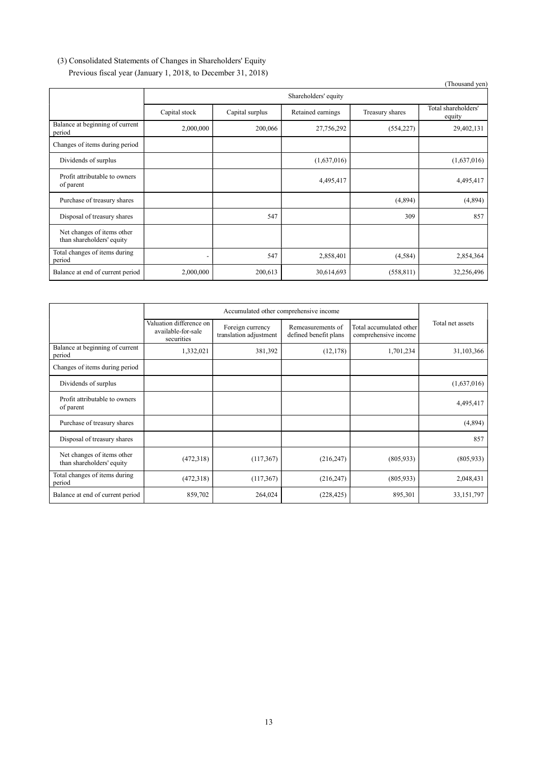(3) Consolidated Statements of Changes in Shareholders' Equity

Previous fiscal year (January 1, 2018, to December 31, 2018)

(Thousand yen)

| | Shareholders' equity | | | | |
|---|---|---|---|---|---|
| | Capital stock | Capital surplus | Retained earnings | Treasury shares | Total shareholders' equity |
| Balance at beginning of current period | 2,000,000 | 200,066 | 27,756,292 | (554,227) | 29,402,131 |
| Changes of items during period | | | | | |
| Dividends of surplus | | | (1,637,016) | | (1,637,016) |
| Profit attributable to owners of parent | | | 4,495,417 | | 4,495,417 |
| Purchase of treasury shares | | | | (4,894) | (4,894) |
| Disposal of treasury shares | | 547 | | 309 | 857 |
| Net changes of items other than shareholders' equity | | | | | |
| Total changes of items during period | - | 547 | 2,858,401 | (4,584) | 2,854,364 |
| Balance at end of current period | 2,000,000 | 200,613 | 30,614,693 | (558,811) | 32,256,496 |

| | Accumulated other comprehensive income | | | | Total net assets |
|---|---|---|---|---|---|
| | Valuation difference on available-for-sale securities | Foreign currency translation adjustment | Remeasurements of defined benefit plans | Total accumulated other comprehensive income | |
| Balance at beginning of current period | 1,332,021 | 381,392 | (12,178) | 1,701,234 | 31,103,366 |
| Changes of items during period | | | | | |
| Dividends of surplus | | | | | (1,637,016) |
| Profit attributable to owners of parent | | | | | 4,495,417 |
| Purchase of treasury shares | | | | | (4,894) |
| Disposal of treasury shares | | | | | 857 |
| Net changes of items other than shareholders' equity | (472,318) | (117,367) | (216,247) | (805,933) | (805,933) |
| Total changes of items during period | (472,318) | (117,367) | (216,247) | (805,933) | 2,048,431 |
| Balance at end of current period | 859,702 | 264,024 | (228,425) | 895,301 | 33,151,797 |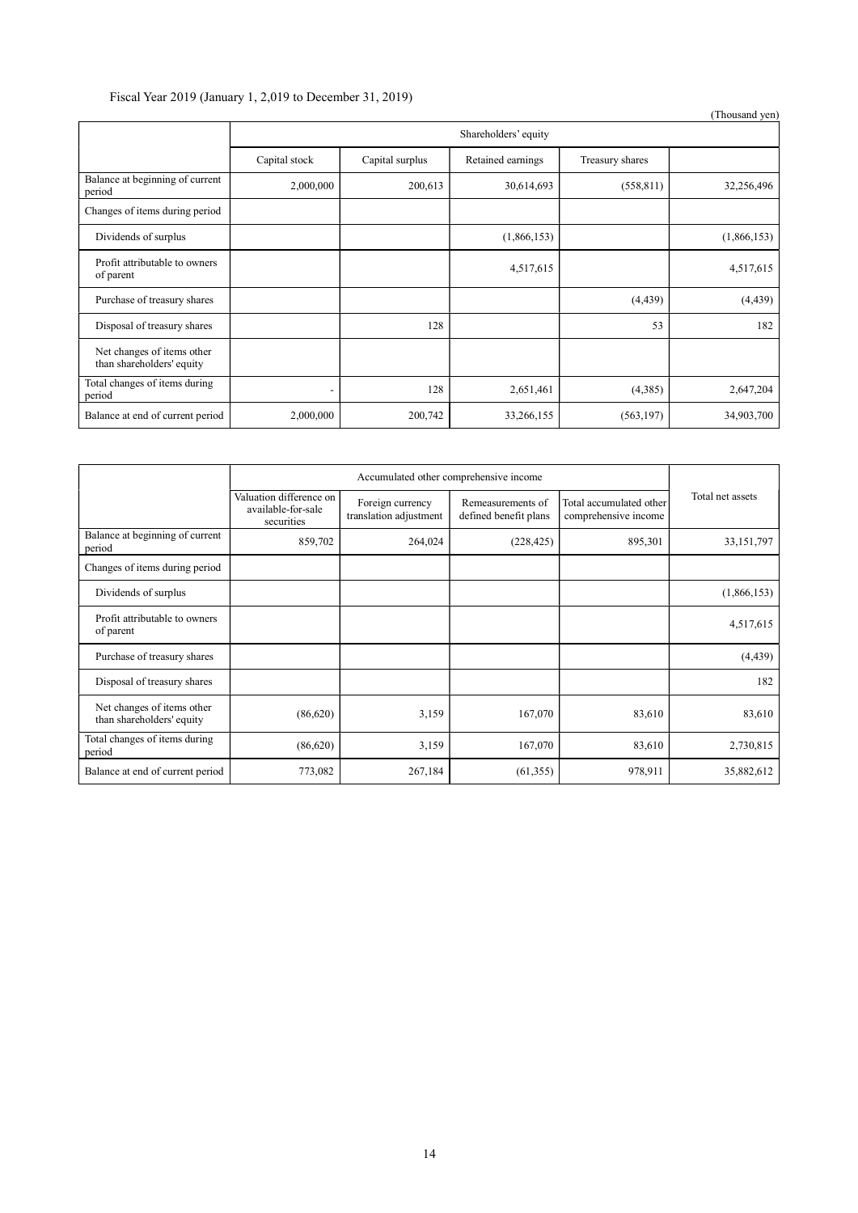Fiscal Year 2019 (January 1, 2,019 to December 31, 2019)

(Thousand yen)

| | Shareholders' equity | | | | |
|---|---|---|---|---|---|
| | Capital stock | Capital surplus | Retained earnings | Treasury shares | |
| Balance at beginning of current period | 2,000,000 | 200,613 | 30,614,693 | (558,811) | 32,256,496 |
| Changes of items during period | | | | | |
| Dividends of surplus | | | (1,866,153) | | (1,866,153) |
| Profit attributable to owners of parent | | | 4,517,615 | | 4,517,615 |
| Purchase of treasury shares | | | | (4,439) | (4,439) |
| Disposal of treasury shares | | 128 | | 53 | 182 |
| Net changes of items other than shareholders' equity | | | | | |
| Total changes of items during period | - | 128 | 2,651,461 | (4,385) | 2,647,204 |
| Balance at end of current period | 2,000,000 | 200,742 | 33,266,155 | (563,197) | 34,903,700 |

| | Accumulated other comprehensive income | | | | Total net assets |
|---|---|---|---|---|---|
| | Valuation difference on available-for-sale securities | Foreign currency translation adjustment | Remeasurements of defined benefit plans | Total accumulated other comprehensive income | |
| Balance at beginning of current period | 859,702 | 264,024 | (228,425) | 895,301 | 33,151,797 |
| Changes of items during period | | | | | |
| Dividends of surplus | | | | | (1,866,153) |
| Profit attributable to owners of parent | | | | | 4,517,615 |
| Purchase of treasury shares | | | | | (4,439) |
| Disposal of treasury shares | | | | | 182 |
| Net changes of items other than shareholders' equity | (86,620) | 3,159 | 167,070 | 83,610 | 83,610 |
| Total changes of items during period | (86,620) | 3,159 | 167,070 | 83,610 | 2,730,815 |
| Balance at end of current period | 773,082 | 267,184 | (61,355) | 978,911 | 35,882,612 |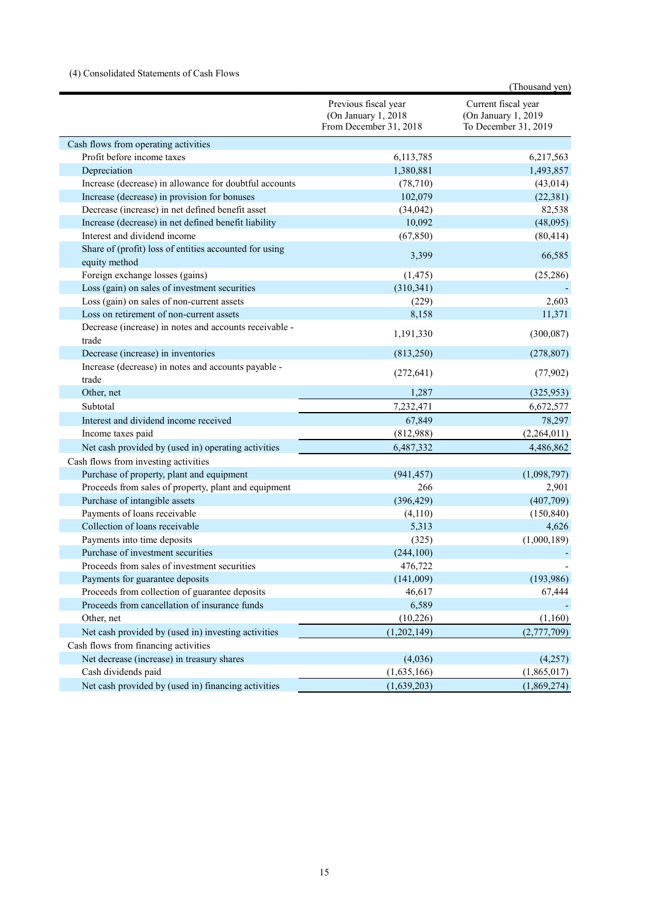(4) Consolidated Statements of Cash Flows

(Thousand yen)

| | Previous fiscal year (On January 1, 2018 From December 31, 2018 | Current fiscal year (On January 1, 2019 To December 31, 2019 |
|---|---|---|
| Cash flows from operating activities | | |
| Profit before income taxes | 6,113,785 | 6,217,563 |
| Depreciation | 1,380,881 | 1,493,857 |
| Increase (decrease) in allowance for doubtful accounts | (78,710) | (43,014) |
| Increase (decrease) in provision for bonuses | 102,079 | (22,381) |
| Decrease (increase) in net defined benefit asset | (34,042) | 82,538 |
| Increase (decrease) in net defined benefit liability | 10,092 | (48,095) |
| Interest and dividend income | (67,850) | (80,414) |
| Share of (profit) loss of entities accounted for using equity method | 3,399 | 66,585 |
| Foreign exchange losses (gains) | (1,475) | (25,286) |
| Loss (gain) on sales of investment securities | (310,341) | - |
| Loss (gain) on sales of non-current assets | (229) | 2,603 |
| Loss on retirement of non-current assets | 8,158 | 11,371 |
| Decrease (increase) in notes and accounts receivable - trade | 1,191,330 | (300,087) |
| Decrease (increase) in inventories | (813,250) | (278,807) |
| Increase (decrease) in notes and accounts payable - trade | (272,641) | (77,902) |
| Other, net | 1,287 | (325,953) |
| Subtotal | 7,232,471 | 6,672,577 |
| Interest and dividend income received | 67,849 | 78,297 |
| Income taxes paid | (812,988) | (2,264,011) |
| Net cash provided by (used in) operating activities | 6,487,332 | 4,486,862 |
| Cash flows from investing activities | | |
| Purchase of property, plant and equipment | (941,457) | (1,098,797) |
| Proceeds from sales of property, plant and equipment | 266 | 2,901 |
| Purchase of intangible assets | (396,429) | (407,709) |
| Payments of loans receivable | (4,110) | (150,840) |
| Collection of loans receivable | 5,313 | 4,626 |
| Payments into time deposits | (325) | (1,000,189) |
| Purchase of investment securities | (244,100) | - |
| Proceeds from sales of investment securities | 476,722 | - |
| Payments for guarantee deposits | (141,009) | (193,986) |
| Proceeds from collection of guarantee deposits | 46,617 | 67,444 |
| Proceeds from cancellation of insurance funds | 6,589 | - |
| Other, net | (10,226) | (1,160) |
| Net cash provided by (used in) investing activities | (1,202,149) | (2,777,709) |
| Cash flows from financing activities | | |
| Net decrease (increase) in treasury shares | (4,036) | (4,257) |
| Cash dividends paid | (1,635,166) | (1,865,017) |
| Net cash provided by (used in) financing activities | (1,639,203) | (1,869,274) |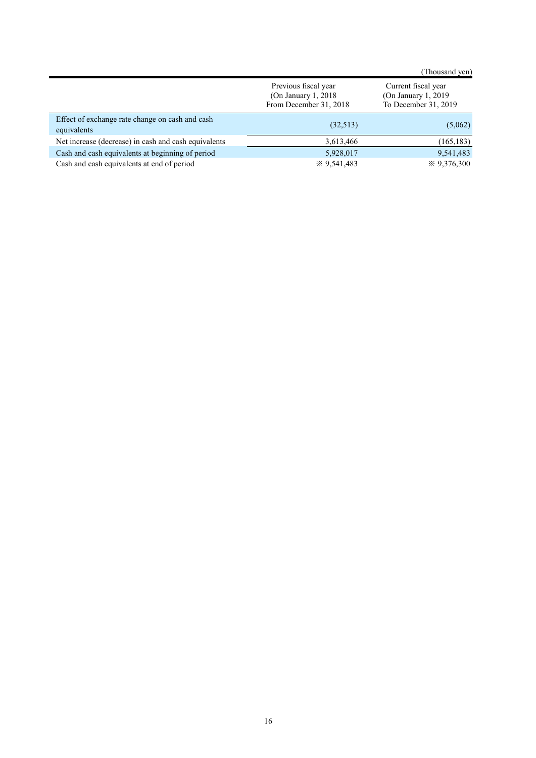(Thousand yen)

| | Previous fiscal year (On January 1, 2018 From December 31, 2018 | Current fiscal year (On January 1, 2019 To December 31, 2019 |
|---|---|---|
| Effect of exchange rate change on cash and cash equivalents | (32,513) | (5,062) |
| Net increase (decrease) in cash and cash equivalents | 3,613,466 | (165,183) |
| Cash and cash equivalents at beginning of period | 5,928,017 | 9,541,483 |
| Cash and cash equivalents at end of period | ※ 9,541,483 | ※ 9,376,300 |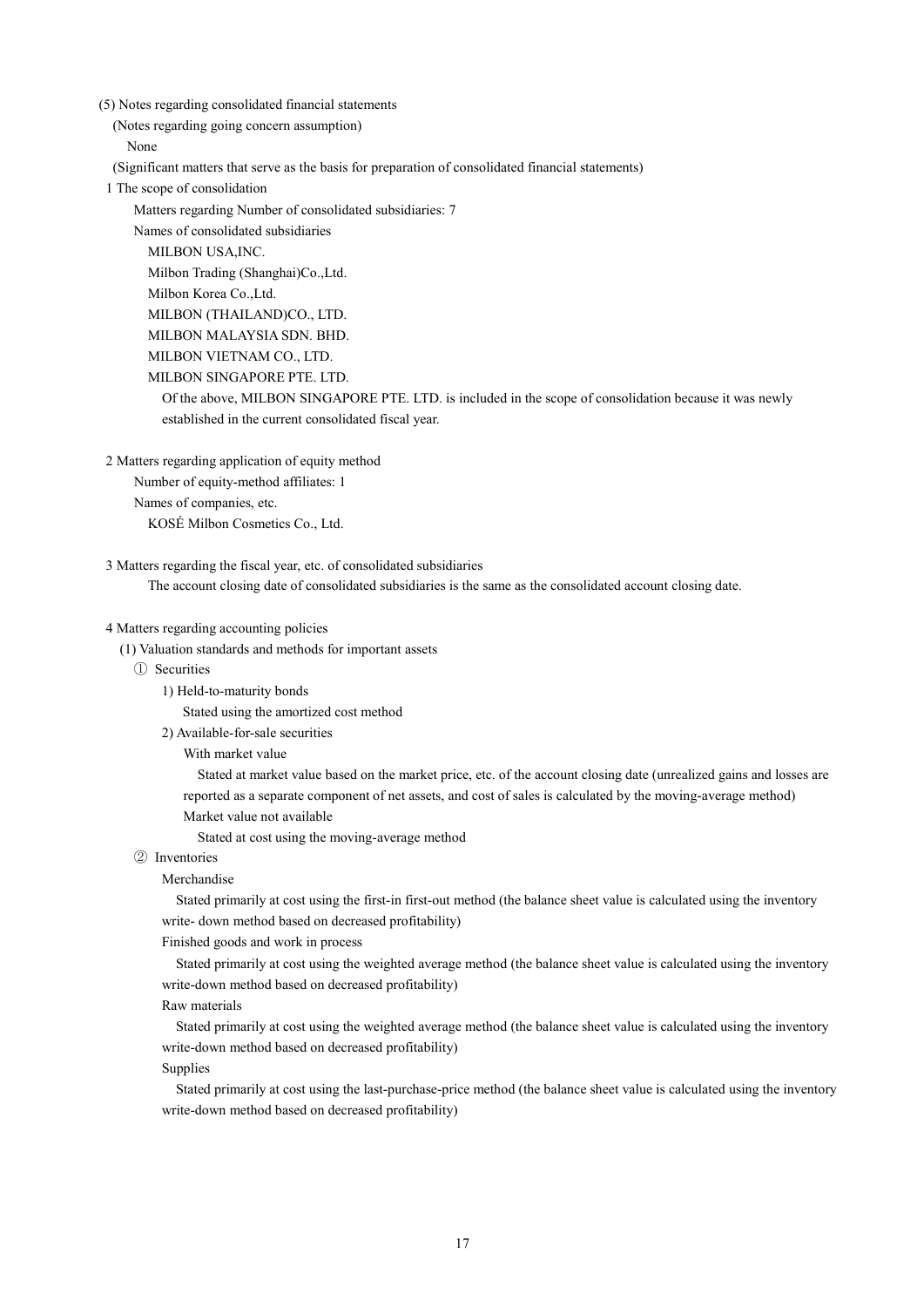(5) Notes regarding consolidated financial statements

(Notes regarding going concern assumption)

None

(Significant matters that serve as the basis for preparation of consolidated financial statements)

1 The scope of consolidation

Matters regarding Number of consolidated subsidiaries: 7

Names of consolidated subsidiaries

MILBON USA,INC.
Milbon Trading (Shanghai)Co.,Ltd.
Milbon Korea Co.,Ltd.
MILBON (THAILAND)CO., LTD.
MILBON MALAYSIA SDN. BHD.
MILBON VIETNAM CO., LTD.
MILBON SINGAPORE PTE. LTD.

Of the above, MILBON SINGAPORE PTE. LTD. is included in the scope of consolidation because it was newly established in the current consolidated fiscal year.

2 Matters regarding application of equity method

Number of equity-method affiliates: 1

Names of companies, etc.

KOSÉ Milbon Cosmetics Co., Ltd.

3 Matters regarding the fiscal year, etc. of consolidated subsidiaries

The account closing date of consolidated subsidiaries is the same as the consolidated account closing date.

4 Matters regarding accounting policies

(1) Valuation standards and methods for important assets

① Securities

1) Held-to-maturity bonds

Stated using the amortized cost method

2) Available-for-sale securities

With market value

Stated at market value based on the market price, etc. of the account closing date (unrealized gains and losses are reported as a separate component of net assets, and cost of sales is calculated by the moving-average method)

Market value not available

Stated at cost using the moving-average method

② Inventories

Merchandise

Stated primarily at cost using the first-in first-out method (the balance sheet value is calculated using the inventory write- down method based on decreased profitability)

Finished goods and work in process

Stated primarily at cost using the weighted average method (the balance sheet value is calculated using the inventory write-down method based on decreased profitability)

Raw materials

Stated primarily at cost using the weighted average method (the balance sheet value is calculated using the inventory write-down method based on decreased profitability)

Supplies

Stated primarily at cost using the last-purchase-price method (the balance sheet value is calculated using the inventory write-down method based on decreased profitability)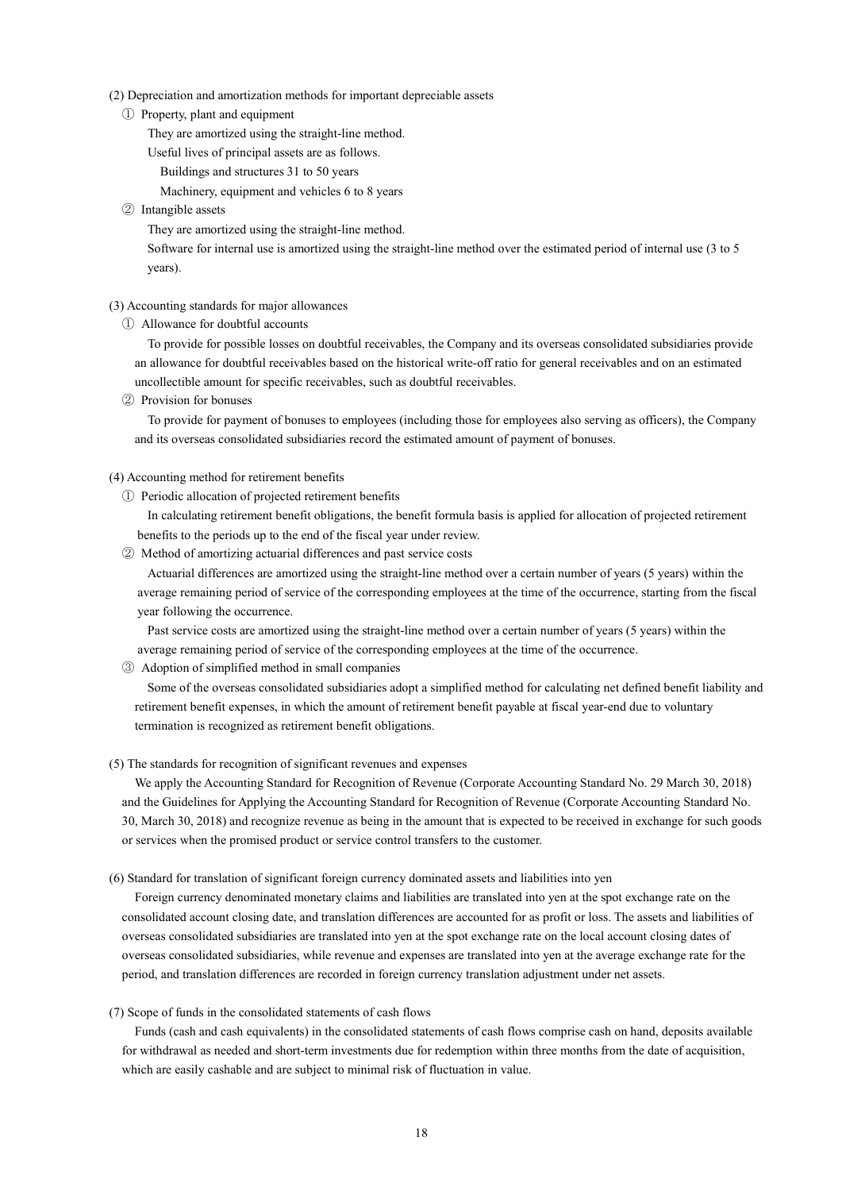(2) Depreciation and amortization methods for important depreciable assets

① Property, plant and equipment

They are amortized using the straight-line method.

Useful lives of principal assets are as follows.

Buildings and structures 31 to 50 years

Machinery, equipment and vehicles 6 to 8 years

② Intangible assets

They are amortized using the straight-line method.

Software for internal use is amortized using the straight-line method over the estimated period of internal use (3 to 5 years).

(3) Accounting standards for major allowances

① Allowance for doubtful accounts

To provide for possible losses on doubtful receivables, the Company and its overseas consolidated subsidiaries provide an allowance for doubtful receivables based on the historical write-off ratio for general receivables and on an estimated uncollectible amount for specific receivables, such as doubtful receivables.

② Provision for bonuses

To provide for payment of bonuses to employees (including those for employees also serving as officers), the Company and its overseas consolidated subsidiaries record the estimated amount of payment of bonuses.

(4) Accounting method for retirement benefits

① Periodic allocation of projected retirement benefits

In calculating retirement benefit obligations, the benefit formula basis is applied for allocation of projected retirement benefits to the periods up to the end of the fiscal year under review.

② Method of amortizing actuarial differences and past service costs

Actuarial differences are amortized using the straight-line method over a certain number of years (5 years) within the average remaining period of service of the corresponding employees at the time of the occurrence, starting from the fiscal year following the occurrence.

Past service costs are amortized using the straight-line method over a certain number of years (5 years) within the average remaining period of service of the corresponding employees at the time of the occurrence.

③ Adoption of simplified method in small companies

Some of the overseas consolidated subsidiaries adopt a simplified method for calculating net defined benefit liability and retirement benefit expenses, in which the amount of retirement benefit payable at fiscal year-end due to voluntary termination is recognized as retirement benefit obligations.

(5) The standards for recognition of significant revenues and expenses

We apply the Accounting Standard for Recognition of Revenue (Corporate Accounting Standard No. 29 March 30, 2018) and the Guidelines for Applying the Accounting Standard for Recognition of Revenue (Corporate Accounting Standard No. 30, March 30, 2018) and recognize revenue as being in the amount that is expected to be received in exchange for such goods or services when the promised product or service control transfers to the customer.

(6) Standard for translation of significant foreign currency dominated assets and liabilities into yen

Foreign currency denominated monetary claims and liabilities are translated into yen at the spot exchange rate on the consolidated account closing date, and translation differences are accounted for as profit or loss. The assets and liabilities of overseas consolidated subsidiaries are translated into yen at the spot exchange rate on the local account closing dates of overseas consolidated subsidiaries, while revenue and expenses are translated into yen at the average exchange rate for the period, and translation differences are recorded in foreign currency translation adjustment under net assets.

(7) Scope of funds in the consolidated statements of cash flows

Funds (cash and cash equivalents) in the consolidated statements of cash flows comprise cash on hand, deposits available for withdrawal as needed and short-term investments due for redemption within three months from the date of acquisition, which are easily cashable and are subject to minimal risk of fluctuation in value.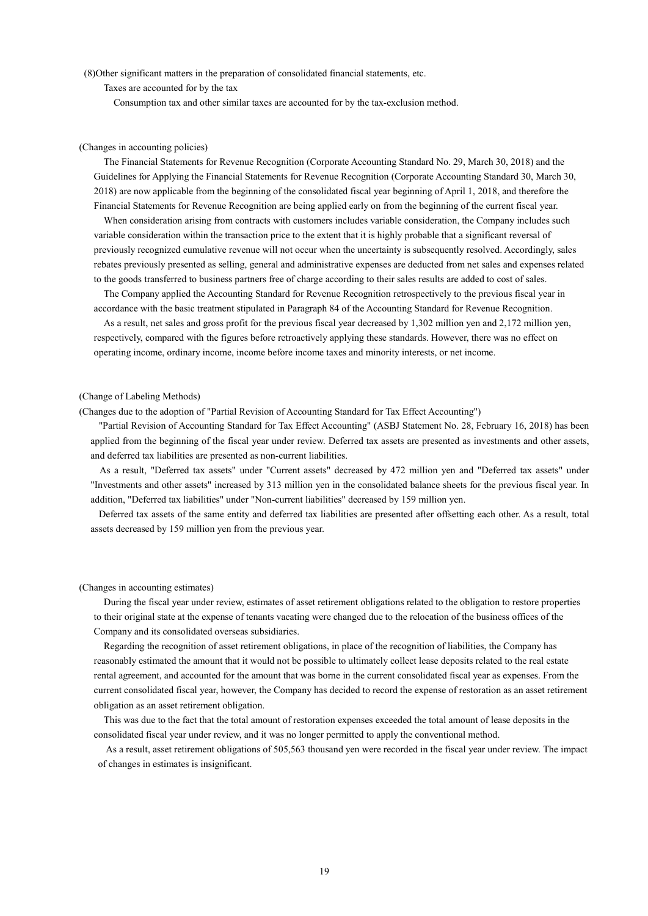(8)Other significant matters in the preparation of consolidated financial statements, etc.

Taxes are accounted for by the tax

Consumption tax and other similar taxes are accounted for by the tax-exclusion method.

(Changes in accounting policies)

The Financial Statements for Revenue Recognition (Corporate Accounting Standard No. 29, March 30, 2018) and the Guidelines for Applying the Financial Statements for Revenue Recognition (Corporate Accounting Standard 30, March 30, 2018) are now applicable from the beginning of the consolidated fiscal year beginning of April 1, 2018, and therefore the Financial Statements for Revenue Recognition are being applied early on from the beginning of the current fiscal year.

When consideration arising from contracts with customers includes variable consideration, the Company includes such variable consideration within the transaction price to the extent that it is highly probable that a significant reversal of previously recognized cumulative revenue will not occur when the uncertainty is subsequently resolved. Accordingly, sales rebates previously presented as selling, general and administrative expenses are deducted from net sales and expenses related to the goods transferred to business partners free of charge according to their sales results are added to cost of sales.

The Company applied the Accounting Standard for Revenue Recognition retrospectively to the previous fiscal year in accordance with the basic treatment stipulated in Paragraph 84 of the Accounting Standard for Revenue Recognition.

As a result, net sales and gross profit for the previous fiscal year decreased by 1,302 million yen and 2,172 million yen, respectively, compared with the figures before retroactively applying these standards. However, there was no effect on operating income, ordinary income, income before income taxes and minority interests, or net income.

(Change of Labeling Methods)

(Changes due to the adoption of "Partial Revision of Accounting Standard for Tax Effect Accounting")

"Partial Revision of Accounting Standard for Tax Effect Accounting" (ASBJ Statement No. 28, February 16, 2018) has been applied from the beginning of the fiscal year under review. Deferred tax assets are presented as investments and other assets, and deferred tax liabilities are presented as non-current liabilities.

As a result, "Deferred tax assets" under "Current assets" decreased by 472 million yen and "Deferred tax assets" under "Investments and other assets" increased by 313 million yen in the consolidated balance sheets for the previous fiscal year. In addition, "Deferred tax liabilities" under "Non-current liabilities" decreased by 159 million yen.

Deferred tax assets of the same entity and deferred tax liabilities are presented after offsetting each other. As a result, total assets decreased by 159 million yen from the previous year.

(Changes in accounting estimates)

During the fiscal year under review, estimates of asset retirement obligations related to the obligation to restore properties to their original state at the expense of tenants vacating were changed due to the relocation of the business offices of the Company and its consolidated overseas subsidiaries.

Regarding the recognition of asset retirement obligations, in place of the recognition of liabilities, the Company has reasonably estimated the amount that it would not be possible to ultimately collect lease deposits related to the real estate rental agreement, and accounted for the amount that was borne in the current consolidated fiscal year as expenses. From the current consolidated fiscal year, however, the Company has decided to record the expense of restoration as an asset retirement obligation as an asset retirement obligation.

This was due to the fact that the total amount of restoration expenses exceeded the total amount of lease deposits in the consolidated fiscal year under review, and it was no longer permitted to apply the conventional method.

As a result, asset retirement obligations of 505,563 thousand yen were recorded in the fiscal year under review. The impact of changes in estimates is insignificant.